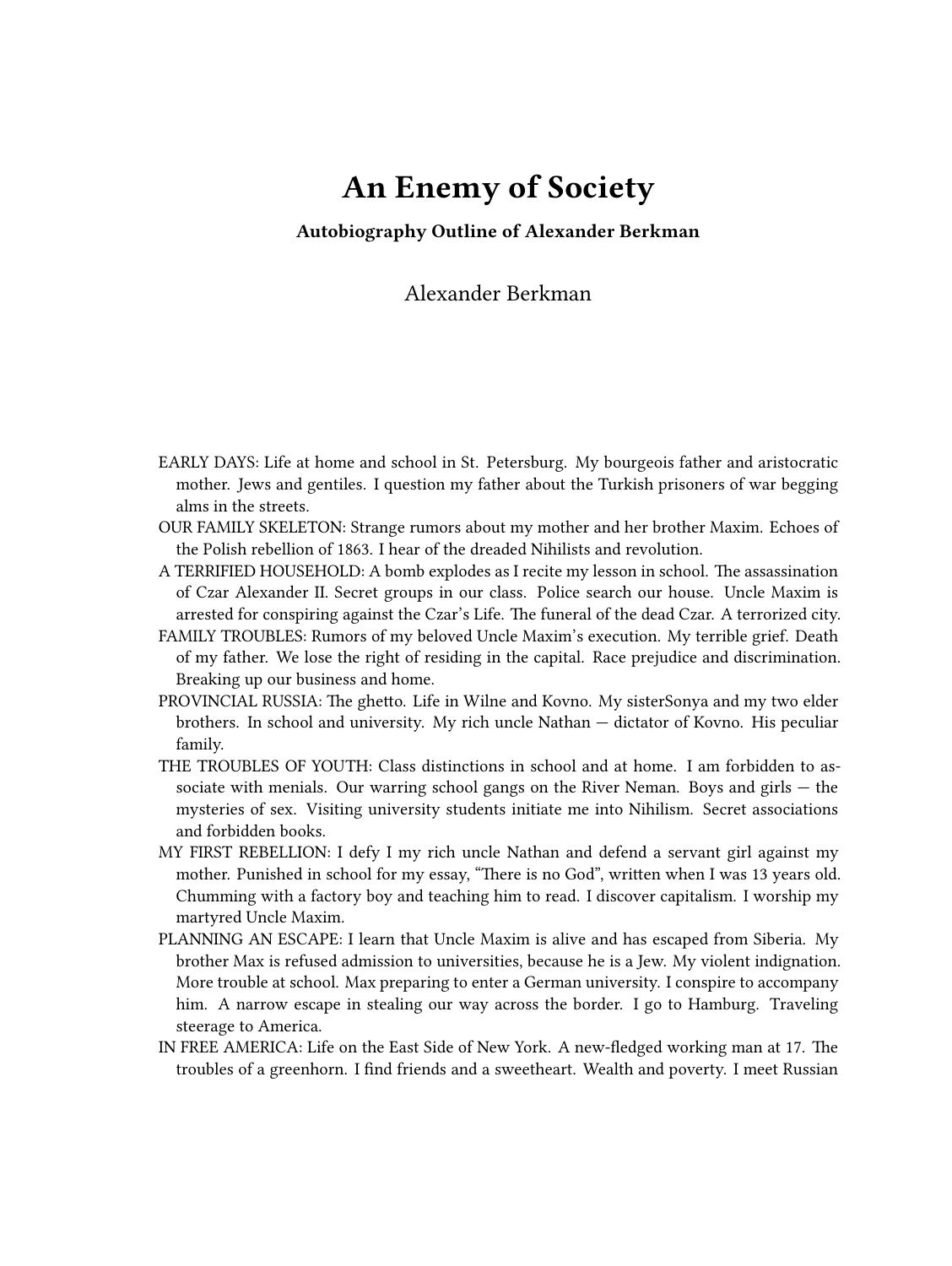# An Enemy of Society

**Autobiography Outline of Alexander Berkman**

Alexander Berkman

EARLY DAYS: Life at home and school in St. Petersburg. My bourgeois father and aristocratic mother. Jews and gentiles. I question my father about the Turkish prisoners of war begging alms in the streets.

OUR FAMILY SKELETON: Strange rumors about my mother and her brother Maxim. Echoes of the Polish rebellion of 1863. I hear of the dreaded Nihilists and revolution.

A TERRIFIED HOUSEHOLD: A bomb explodes as I recite my lesson in school. The assassination of Czar Alexander II. Secret groups in our class. Police search our house. Uncle Maxim is arrested for conspiring against the Czar's Life. The funeral of the dead Czar. A terrorized city.

FAMILY TROUBLES: Rumors of my beloved Uncle Maxim's execution. My terrible grief. Death of my father. We lose the right of residing in the capital. Race prejudice and discrimination. Breaking up our business and home.

PROVINCIAL RUSSIA: The ghetto. Life in Wilne and Kovno. My sisterSonya and my two elder brothers. In school and university. My rich uncle Nathan — dictator of Kovno. His peculiar family.

THE TROUBLES OF YOUTH: Class distinctions in school and at home. I am forbidden to associate with menials. Our warring school gangs on the River Neman. Boys and girls — the mysteries of sex. Visiting university students initiate me into Nihilism. Secret associations and forbidden books.

MY FIRST REBELLION: I defy I my rich uncle Nathan and defend a servant girl against my mother. Punished in school for my essay, "There is no God", written when I was 13 years old. Chumming with a factory boy and teaching him to read. I discover capitalism. I worship my martyred Uncle Maxim.

PLANNING AN ESCAPE: I learn that Uncle Maxim is alive and has escaped from Siberia. My brother Max is refused admission to universities, because he is a Jew. My violent indignation. More trouble at school. Max preparing to enter a German university. I conspire to accompany him. A narrow escape in stealing our way across the border. I go to Hamburg. Traveling steerage to America.

IN FREE AMERICA: Life on the East Side of New York. A new-fledged working man at 17. The troubles of a greenhorn. I find friends and a sweetheart. Wealth and poverty. I meet Russian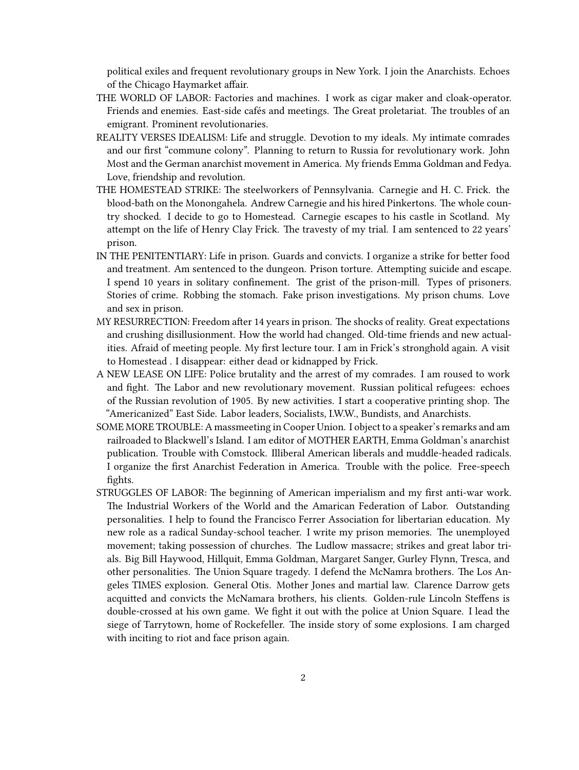political exiles and frequent revolutionary groups in New York. I join the Anarchists. Echoes of the Chicago Haymarket affair.

THE WORLD OF LABOR: Factories and machines. I work as cigar maker and cloak-operator. Friends and enemies. East-side cafés and meetings. The Great proletariat. The troubles of an emigrant. Prominent revolutionaries.

REALITY VERSES IDEALISM: Life and struggle. Devotion to my ideals. My intimate comrades and our first "commune colony". Planning to return to Russia for revolutionary work. John Most and the German anarchist movement in America. My friends Emma Goldman and Fedya. Love, friendship and revolution.

THE HOMESTEAD STRIKE: The steelworkers of Pennsylvania. Carnegie and H. C. Frick. the blood-bath on the Monongahela. Andrew Carnegie and his hired Pinkertons. The whole country shocked. I decide to go to Homestead. Carnegie escapes to his castle in Scotland. My attempt on the life of Henry Clay Frick. The travesty of my trial. I am sentenced to 22 years' prison.

IN THE PENITENTIARY: Life in prison. Guards and convicts. I organize a strike for better food and treatment. Am sentenced to the dungeon. Prison torture. Attempting suicide and escape. I spend 10 years in solitary confinement. The grist of the prison-mill. Types of prisoners. Stories of crime. Robbing the stomach. Fake prison investigations. My prison chums. Love and sex in prison.

MY RESURRECTION: Freedom after 14 years in prison. The shocks of reality. Great expectations and crushing disillusionment. How the world had changed. Old-time friends and new actualities. Afraid of meeting people. My first lecture tour. I am in Frick's stronghold again. A visit to Homestead . I disappear: either dead or kidnapped by Frick.

A NEW LEASE ON LIFE: Police brutality and the arrest of my comrades. I am roused to work and fight. The Labor and new revolutionary movement. Russian political refugees: echoes of the Russian revolution of 1905. By new activities. I start a cooperative printing shop. The "Americanized" East Side. Labor leaders, Socialists, I.W.W., Bundists, and Anarchists.

SOME MORE TROUBLE: A massmeeting in Cooper Union. I object to a speaker's remarks and am railroaded to Blackwell's Island. I am editor of MOTHER EARTH, Emma Goldman's anarchist publication. Trouble with Comstock. Illiberal American liberals and muddle-headed radicals. I organize the first Anarchist Federation in America. Trouble with the police. Free-speech fights.

STRUGGLES OF LABOR: The beginning of American imperialism and my first anti-war work. The Industrial Workers of the World and the American Federation of Labor. Outstanding personalities. I help to found the Francisco Ferrer Association for libertarian education. My new role as a radical Sunday-school teacher. I write my prison memories. The unemployed movement; taking possession of churches. The Ludlow massacre; strikes and great labor trials. Big Bill Haywood, Hillquit, Emma Goldman, Margaret Sanger, Gurley Flynn, Tresca, and other personalities. The Union Square tragedy. I defend the McNamra brothers. The Los Angeles TIMES explosion. General Otis. Mother Jones and martial law. Clarence Darrow gets acquitted and convicts the McNamara brothers, his clients. Golden-rule Lincoln Steffens is double-crossed at his own game. We fight it out with the police at Union Square. I lead the siege of Tarrytown, home of Rockefeller. The inside story of some explosions. I am charged with inciting to riot and face prison again.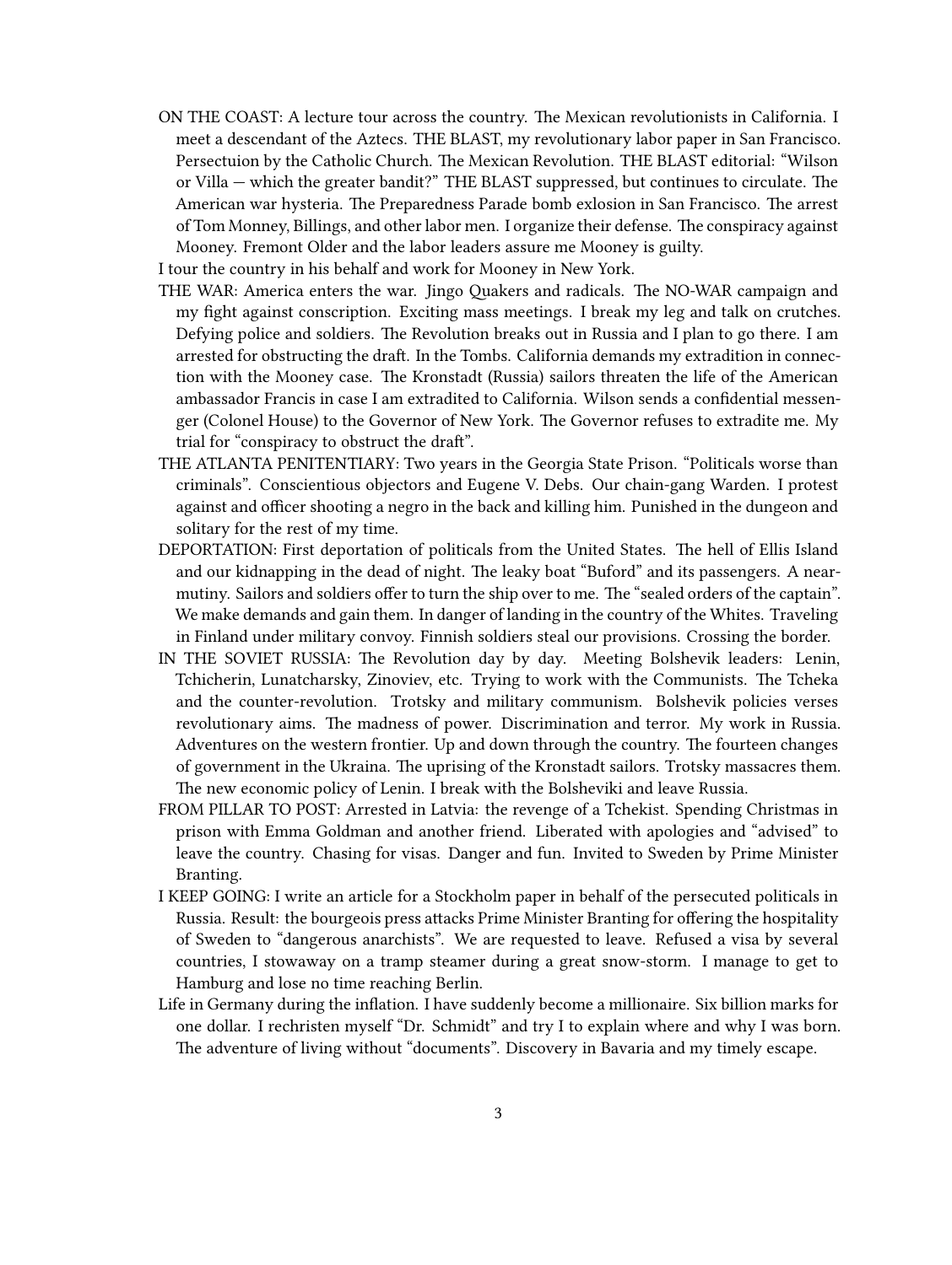ON THE COAST: A lecture tour across the country. The Mexican revolutionists in California. I meet a descendant of the Aztecs. THE BLAST, my revolutionary labor paper in San Francisco. Persectuion by the Catholic Church. The Mexican Revolution. THE BLAST editorial: "Wilson or Villa — which the greater bandit?" THE BLAST suppressed, but continues to circulate. The American war hysteria. The Preparedness Parade bomb exlosion in San Francisco. The arrest of Tom Monney, Billings, and other labor men. I organize their defense. The conspiracy against Mooney. Fremont Older and the labor leaders assure me Mooney is guilty.

I tour the country in his behalf and work for Mooney in New York.

THE WAR: America enters the war. Jingo Quakers and radicals. The NO-WAR campaign and my fight against conscription. Exciting mass meetings. I break my leg and talk on crutches. Defying police and soldiers. The Revolution breaks out in Russia and I plan to go there. I am arrested for obstructing the draft. In the Tombs. California demands my extradition in connection with the Mooney case. The Kronstadt (Russia) sailors threaten the life of the American ambassador Francis in case I am extradited to California. Wilson sends a confidential messenger (Colonel House) to the Governor of New York. The Governor refuses to extradite me. My trial for "conspiracy to obstruct the draft".

THE ATLANTA PENITENTIARY: Two years in the Georgia State Prison. "Politicals worse than criminals". Conscientious objectors and Eugene V. Debs. Our chain-gang Warden. I protest against and officer shooting a negro in the back and killing him. Punished in the dungeon and solitary for the rest of my time.

DEPORTATION: First deportation of politicals from the United States. The hell of Ellis Island and our kidnapping in the dead of night. The leaky boat "Buford" and its passengers. A near-mutiny. Sailors and soldiers offer to turn the ship over to me. The "sealed orders of the captain". We make demands and gain them. In danger of landing in the country of the Whites. Traveling in Finland under military convoy. Finnish soldiers steal our provisions. Crossing the border.

IN THE SOVIET RUSSIA: The Revolution day by day. Meeting Bolshevik leaders: Lenin, Tchicherin, Lunatcharsky, Zinoviev, etc. Trying to work with the Communists. The Tcheka and the counter-revolution. Trotsky and military communism. Bolshevik policies verses revolutionary aims. The madness of power. Discrimination and terror. My work in Russia. Adventures on the western frontier. Up and down through the country. The fourteen changes of government in the Ukraina. The uprising of the Kronstadt sailors. Trotsky massacres them. The new economic policy of Lenin. I break with the Bolsheviki and leave Russia.

FROM PILLAR TO POST: Arrested in Latvia: the revenge of a Tchekist. Spending Christmas in prison with Emma Goldman and another friend. Liberated with apologies and "advised" to leave the country. Chasing for visas. Danger and fun. Invited to Sweden by Prime Minister Branting.

I KEEP GOING: I write an article for a Stockholm paper in behalf of the persecuted politicals in Russia. Result: the bourgeois press attacks Prime Minister Branting for offering the hospitality of Sweden to "dangerous anarchists". We are requested to leave. Refused a visa by several countries, I stowaway on a tramp steamer during a great snow-storm. I manage to get to Hamburg and lose no time reaching Berlin.

Life in Germany during the inflation. I have suddenly become a millionaire. Six billion marks for one dollar. I rechristen myself "Dr. Schmidt" and try I to explain where and why I was born. The adventure of living without "documents". Discovery in Bavaria and my timely escape.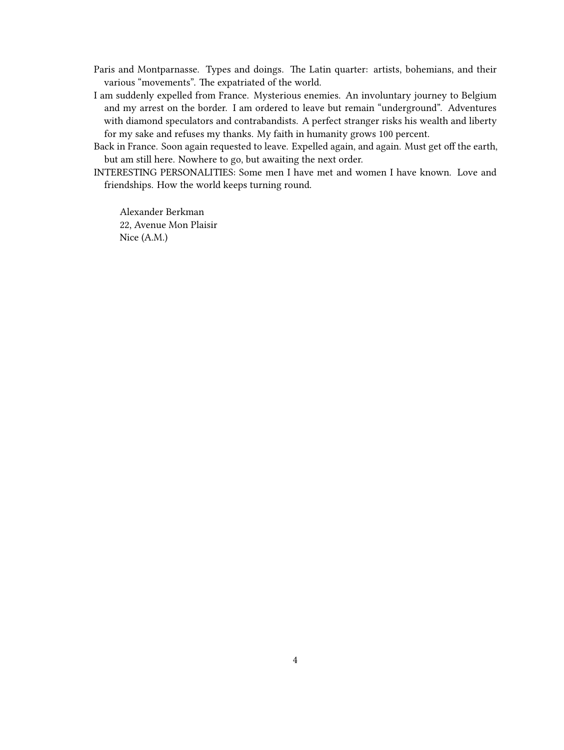Paris and Montparnasse. Types and doings. The Latin quarter: artists, bohemians, and their various "movements". The expatriated of the world.

I am suddenly expelled from France. Mysterious enemies. An involuntary journey to Belgium and my arrest on the border. I am ordered to leave but remain "underground". Adventures with diamond speculators and contrabandists. A perfect stranger risks his wealth and liberty for my sake and refuses my thanks. My faith in humanity grows 100 percent.

Back in France. Soon again requested to leave. Expelled again, and again. Must get off the earth, but am still here. Nowhere to go, but awaiting the next order.

INTERESTING PERSONALITIES: Some men I have met and women I have known. Love and friendships. How the world keeps turning round.

Alexander Berkman
22, Avenue Mon Plaisir
Nice (A.M.)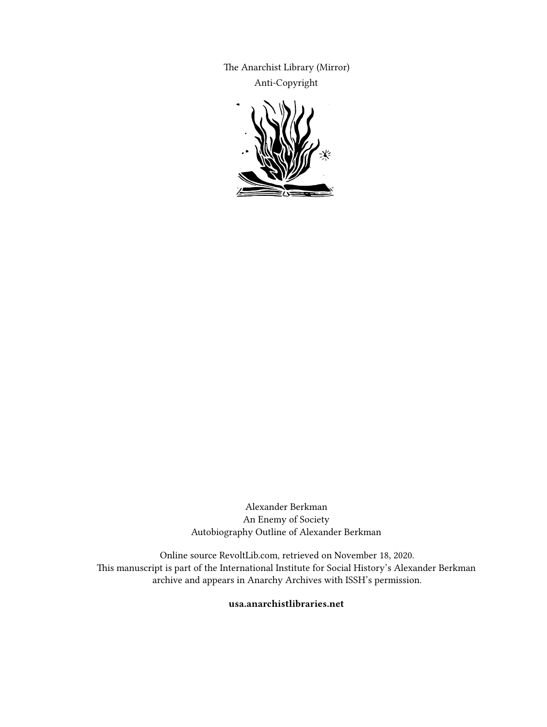The Anarchist Library (Mirror)
Anti-Copyright

Alexander Berkman
An Enemy of Society
Autobiography Outline of Alexander Berkman

Online source RevoltLib.com, retrieved on November 18, 2020.
This manuscript is part of the International Institute for Social History's Alexander Berkman archive and appears in Anarchy Archives with ISSH's permission.

**usa.anarchistlibraries.net**